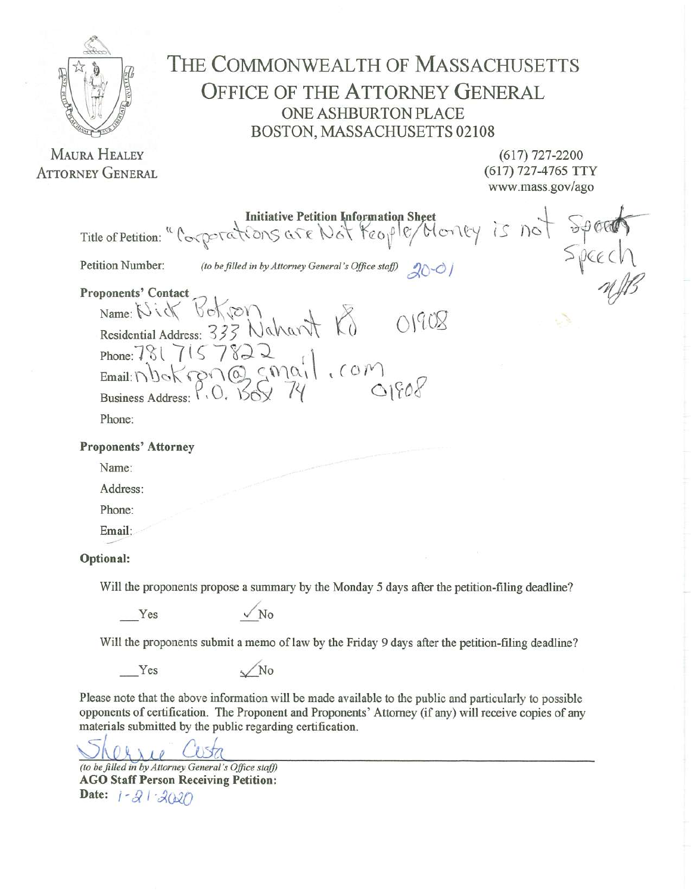# THE COMMONWEALTH OF MASSACHUSETTS
## OFFICE OF THE ATTORNEY GENERAL
ONE ASHBURTON PLACE
BOSTON, MASSACHUSETTS 02108

MAURA HEALEY
ATTORNEY GENERAL

(617) 727-2200
(617) 727-4765 TTY
www.mass.gov/ago

**Initiative Petition Information Sheet**

Title of Petition: "Corporations are Not People/Money is not ~~Speech~~ Speech NJB

Petition Number: *(to be filled in by Attorney General's Office staff)* 20-01

**Proponents' Contact**

Name: Nick Bokron

Residential Address: 333 Nahant Rd 01908

Phone: 781 715 7822

Email: nbokron@gmail.com

Business Address: P.O. Box 74 01908

Phone:

**Proponents' Attorney**

Name:

Address:

Phone:

Email:

**Optional:**

Will the proponents propose a summary by the Monday 5 days after the petition-filing deadline?

\_\_Yes ✓No

Will the proponents submit a memo of law by the Friday 9 days after the petition-filing deadline?

\_\_Yes ✓No

Please note that the above information will be made available to the public and particularly to possible opponents of certification. The Proponent and Proponents' Attorney (if any) will receive copies of any materials submitted by the public regarding certification.

Sherrie Costa

*(to be filled in by Attorney General's Office staff)*
**AGO Staff Person Receiving Petition:**
**Date:** 1-21-2020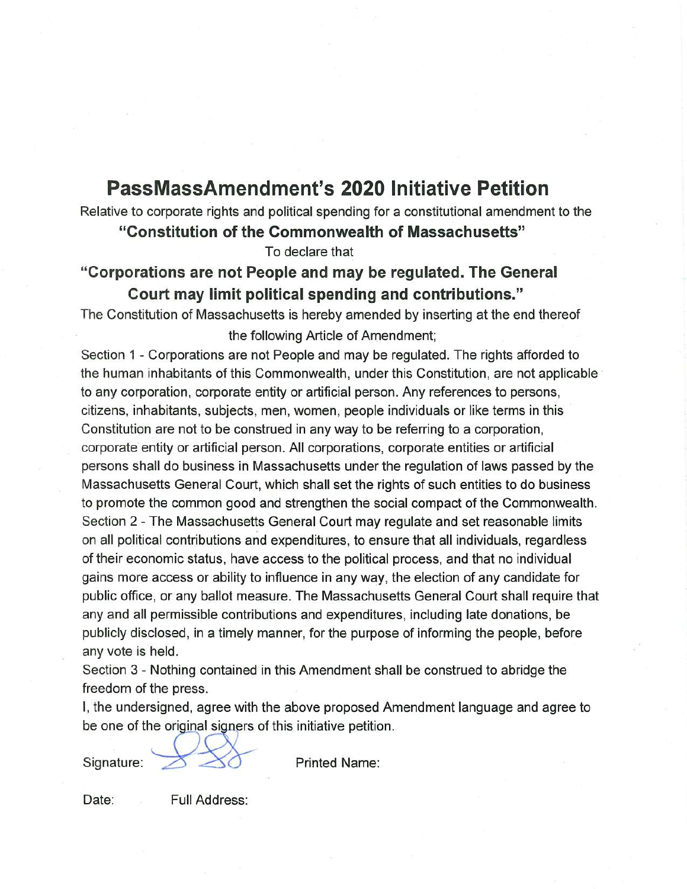# PassMassAmendment's 2020 Initiative Petition

Relative to corporate rights and political spending for a constitutional amendment to the

**"Constitution of the Commonwealth of Massachusetts"**

To declare that

## "Corporations are not People and may be regulated. The General Court may limit political spending and contributions."

The Constitution of Massachusetts is hereby amended by inserting at the end thereof the following Article of Amendment;

Section 1 - Corporations are not People and may be regulated. The rights afforded to the human inhabitants of this Commonwealth, under this Constitution, are not applicable to any corporation, corporate entity or artificial person. Any references to persons, citizens, inhabitants, subjects, men, women, people individuals or like terms in this Constitution are not to be construed in any way to be referring to a corporation, corporate entity or artificial person. All corporations, corporate entities or artificial persons shall do business in Massachusetts under the regulation of laws passed by the Massachusetts General Court, which shall set the rights of such entities to do business to promote the common good and strengthen the social compact of the Commonwealth.

Section 2 - The Massachusetts General Court may regulate and set reasonable limits on all political contributions and expenditures, to ensure that all individuals, regardless of their economic status, have access to the political process, and that no individual gains more access or ability to influence in any way, the election of any candidate for public office, or any ballot measure. The Massachusetts General Court shall require that any and all permissible contributions and expenditures, including late donations, be publicly disclosed, in a timely manner, for the purpose of informing the people, before any vote is held.

Section 3 - Nothing contained in this Amendment shall be construed to abridge the freedom of the press.

I, the undersigned, agree with the above proposed Amendment language and agree to be one of the original signers of this initiative petition.

Signature: Printed Name:

Date: Full Address: